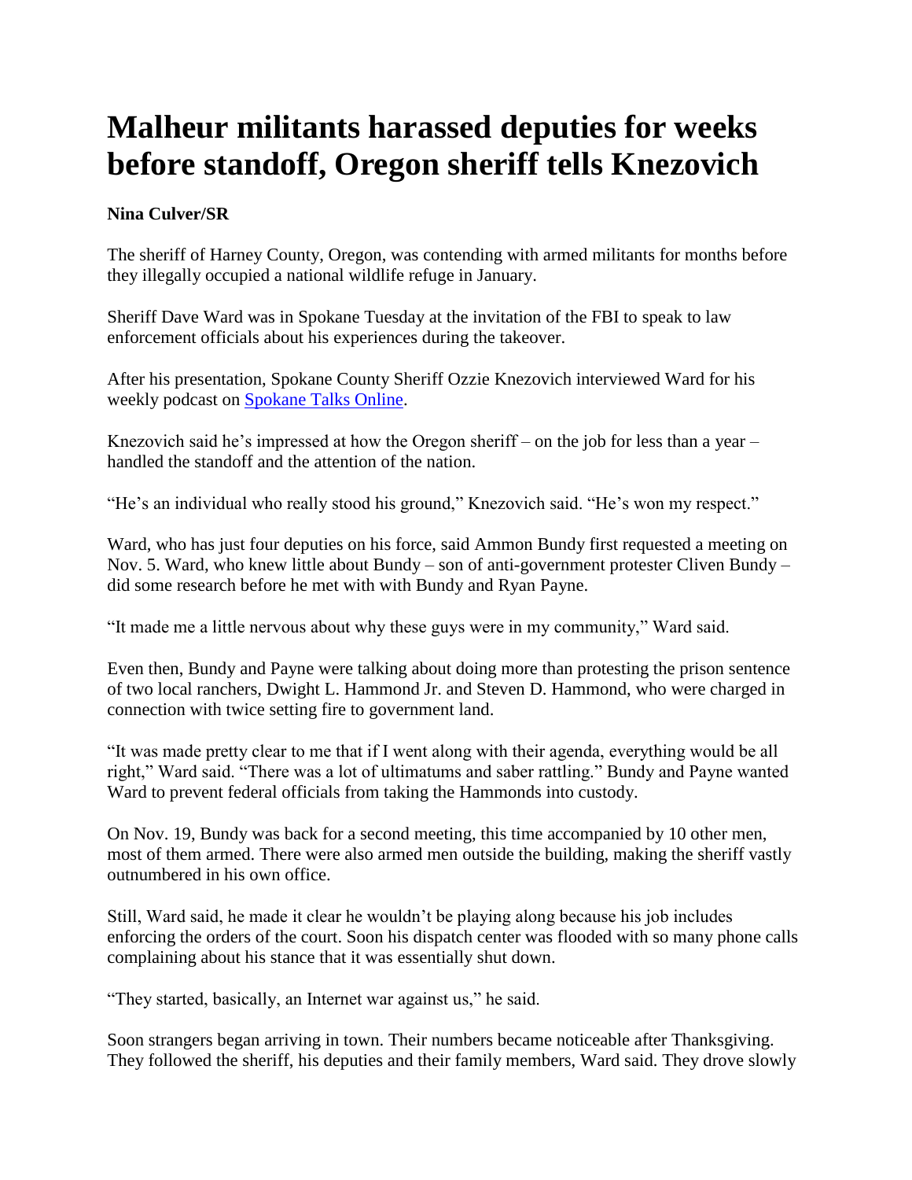# Malheur militants harassed deputies for weeks before standoff, Oregon sheriff tells Knezovich

**Nina Culver/SR**

The sheriff of Harney County, Oregon, was contending with armed militants for months before they illegally occupied a national wildlife refuge in January.

Sheriff Dave Ward was in Spokane Tuesday at the invitation of the FBI to speak to law enforcement officials about his experiences during the takeover.

After his presentation, Spokane County Sheriff Ozzie Knezovich interviewed Ward for his weekly podcast on [Spokane Talks Online](Spokane Talks Online).

Knezovich said he's impressed at how the Oregon sheriff – on the job for less than a year – handled the standoff and the attention of the nation.

"He's an individual who really stood his ground," Knezovich said. "He's won my respect."

Ward, who has just four deputies on his force, said Ammon Bundy first requested a meeting on Nov. 5. Ward, who knew little about Bundy – son of anti-government protester Cliven Bundy – did some research before he met with with Bundy and Ryan Payne.

"It made me a little nervous about why these guys were in my community," Ward said.

Even then, Bundy and Payne were talking about doing more than protesting the prison sentence of two local ranchers, Dwight L. Hammond Jr. and Steven D. Hammond, who were charged in connection with twice setting fire to government land.

"It was made pretty clear to me that if I went along with their agenda, everything would be all right," Ward said. "There was a lot of ultimatums and saber rattling." Bundy and Payne wanted Ward to prevent federal officials from taking the Hammonds into custody.

On Nov. 19, Bundy was back for a second meeting, this time accompanied by 10 other men, most of them armed. There were also armed men outside the building, making the sheriff vastly outnumbered in his own office.

Still, Ward said, he made it clear he wouldn't be playing along because his job includes enforcing the orders of the court. Soon his dispatch center was flooded with so many phone calls complaining about his stance that it was essentially shut down.

"They started, basically, an Internet war against us," he said.

Soon strangers began arriving in town. Their numbers became noticeable after Thanksgiving. They followed the sheriff, his deputies and their family members, Ward said. They drove slowly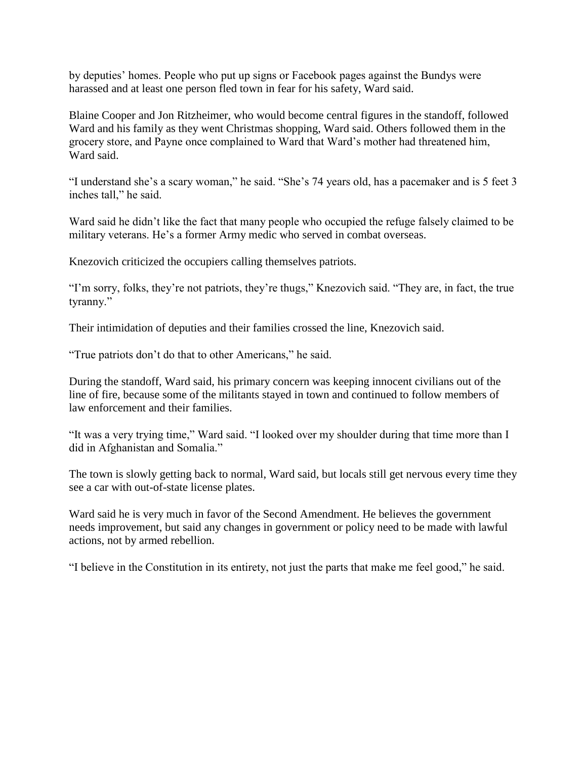by deputies' homes. People who put up signs or Facebook pages against the Bundys were harassed and at least one person fled town in fear for his safety, Ward said.

Blaine Cooper and Jon Ritzheimer, who would become central figures in the standoff, followed Ward and his family as they went Christmas shopping, Ward said. Others followed them in the grocery store, and Payne once complained to Ward that Ward's mother had threatened him, Ward said.

"I understand she's a scary woman," he said. "She's 74 years old, has a pacemaker and is 5 feet 3 inches tall," he said.

Ward said he didn't like the fact that many people who occupied the refuge falsely claimed to be military veterans. He's a former Army medic who served in combat overseas.

Knezovich criticized the occupiers calling themselves patriots.

"I'm sorry, folks, they're not patriots, they're thugs," Knezovich said. "They are, in fact, the true tyranny."

Their intimidation of deputies and their families crossed the line, Knezovich said.

"True patriots don't do that to other Americans," he said.

During the standoff, Ward said, his primary concern was keeping innocent civilians out of the line of fire, because some of the militants stayed in town and continued to follow members of law enforcement and their families.

"It was a very trying time," Ward said. "I looked over my shoulder during that time more than I did in Afghanistan and Somalia."

The town is slowly getting back to normal, Ward said, but locals still get nervous every time they see a car with out-of-state license plates.

Ward said he is very much in favor of the Second Amendment. He believes the government needs improvement, but said any changes in government or policy need to be made with lawful actions, not by armed rebellion.

"I believe in the Constitution in its entirety, not just the parts that make me feel good," he said.